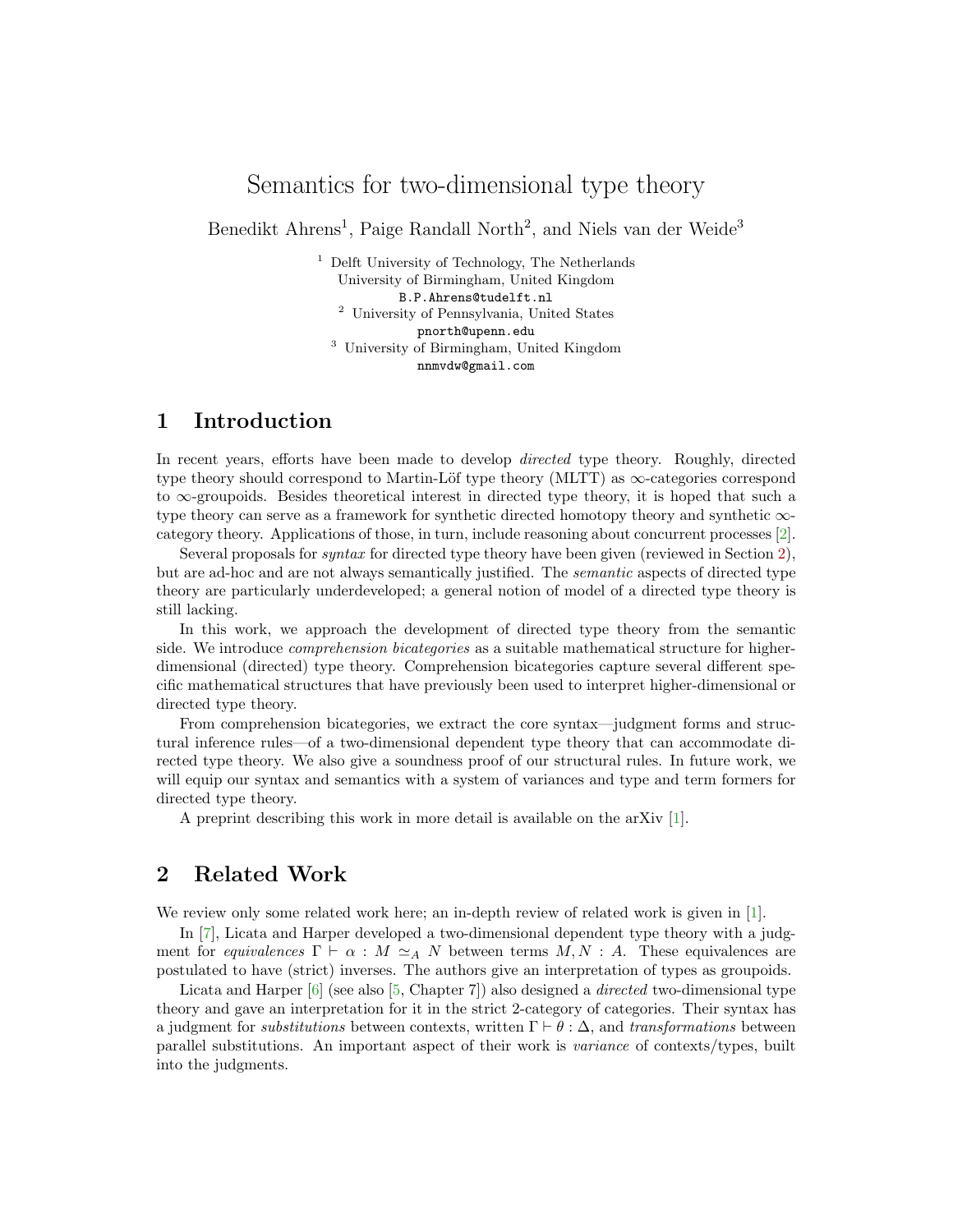# Semantics for two-dimensional type theory

Benedikt Ahrens[1], Paige Randall North[2], and Niels van der Weide[3]

[1] Delft University of Technology, The Netherlands
University of Birmingham, United Kingdom
B.P.Ahrens@tudelft.nl

[2] University of Pennsylvania, United States
pnorth@upenn.edu

[3] University of Birmingham, United Kingdom
nnmvdw@gmail.com

## 1 Introduction

In recent years, efforts have been made to develop *directed* type theory. Roughly, directed type theory should correspond to Martin-Löf type theory (MLTT) as $\infty$-categories correspond to $\infty$-groupoids. Besides theoretical interest in directed type theory, it is hoped that such a type theory can serve as a framework for synthetic directed homotopy theory and synthetic $\infty$-category theory. Applications of those, in turn, include reasoning about concurrent processes [2].

Several proposals for *syntax* for directed type theory have been given (reviewed in Section 2), but are ad-hoc and are not always semantically justified. The *semantic* aspects of directed type theory are particularly underdeveloped; a general notion of model of a directed type theory is still lacking.

In this work, we approach the development of directed type theory from the semantic side. We introduce *comprehension bicategories* as a suitable mathematical structure for higher-dimensional (directed) type theory. Comprehension bicategories capture several different specific mathematical structures that have previously been used to interpret higher-dimensional or directed type theory.

From comprehension bicategories, we extract the core syntax—judgment forms and structural inference rules—of a two-dimensional dependent type theory that can accommodate directed type theory. We also give a soundness proof of our structural rules. In future work, we will equip our syntax and semantics with a system of variances and type and term formers for directed type theory.

A preprint describing this work in more detail is available on the arXiv [1].

## 2 Related Work

We review only some related work here; an in-depth review of related work is given in [1].

In [7], Licata and Harper developed a two-dimensional dependent type theory with a judgment for *equivalences* $\Gamma \vdash \alpha : M \simeq_A N$ between terms $M, N : A$. These equivalences are postulated to have (strict) inverses. The authors give an interpretation of types as groupoids.

Licata and Harper [6] (see also [5, Chapter 7]) also designed a *directed* two-dimensional type theory and gave an interpretation for it in the strict 2-category of categories. Their syntax has a judgment for *substitutions* between contexts, written $\Gamma \vdash \theta : \Delta$, and *transformations* between parallel substitutions. An important aspect of their work is *variance* of contexts/types, built into the judgments.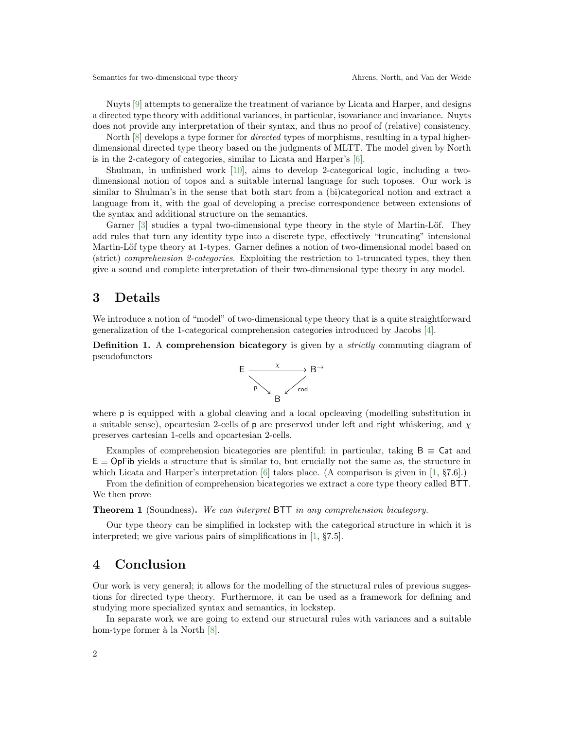Nuyts [9] attempts to generalize the treatment of variance by Licata and Harper, and designs a directed type theory with additional variances, in particular, isovariance and invariance. Nuyts does not provide any interpretation of their syntax, and thus no proof of (relative) consistency.

North [8] develops a type former for *directed* types of morphisms, resulting in a typal higher-dimensional directed type theory based on the judgments of MLTT. The model given by North is in the 2-category of categories, similar to Licata and Harper's [6].

Shulman, in unfinished work [10], aims to develop 2-categorical logic, including a two-dimensional notion of topos and a suitable internal language for such toposes. Our work is similar to Shulman's in the sense that both start from a (bi)categorical notion and extract a language from it, with the goal of developing a precise correspondence between extensions of the syntax and additional structure on the semantics.

Garner [3] studies a typal two-dimensional type theory in the style of Martin-Löf. They add rules that turn any identity type into a discrete type, effectively "truncating" intensional Martin-Löf type theory at 1-types. Garner defines a notion of two-dimensional model based on (strict) *comprehension 2-categories*. Exploiting the restriction to 1-truncated types, they then give a sound and complete interpretation of their two-dimensional type theory in any model.

# 3 Details

We introduce a notion of "model" of two-dimensional type theory that is a quite straightforward generalization of the 1-categorical comprehension categories introduced by Jacobs [4].

**Definition 1.** A **comprehension bicategory** is given by a *strictly* commuting diagram of pseudofunctors

$$\begin{array}{ccc} \mathsf{E} & \xrightarrow{\chi} & \mathsf{B}^{\to} \\ & {\scriptstyle \mathsf{p}}\searrow \quad \swarrow{\scriptstyle \mathsf{cod}} & \\ & \mathsf{B} & \end{array}$$

where $\mathsf{p}$ is equipped with a global cleaving and a local opcleaving (modelling substitution in a suitable sense), opcartesian 2-cells of $\mathsf{p}$ are preserved under left and right whiskering, and $\chi$ preserves cartesian 1-cells and opcartesian 2-cells.

Examples of comprehension bicategories are plentiful; in particular, taking $\mathsf{B} \equiv \mathsf{Cat}$ and $\mathsf{E} \equiv \mathsf{OpFib}$ yields a structure that is similar to, but crucially not the same as, the structure in which Licata and Harper's interpretation [6] takes place. (A comparison is given in [1, §7.6].)

From the definition of comprehension bicategories we extract a core type theory called BTT. We then prove

**Theorem 1** (Soundness)**.** *We can interpret* BTT *in any comprehension bicategory.*

Our type theory can be simplified in lockstep with the categorical structure in which it is interpreted; we give various pairs of simplifications in [1, §7.5].

# 4 Conclusion

Our work is very general; it allows for the modelling of the structural rules of previous suggestions for directed type theory. Furthermore, it can be used as a framework for defining and studying more specialized syntax and semantics, in lockstep.

In separate work we are going to extend our structural rules with variances and a suitable hom-type former à la North [8].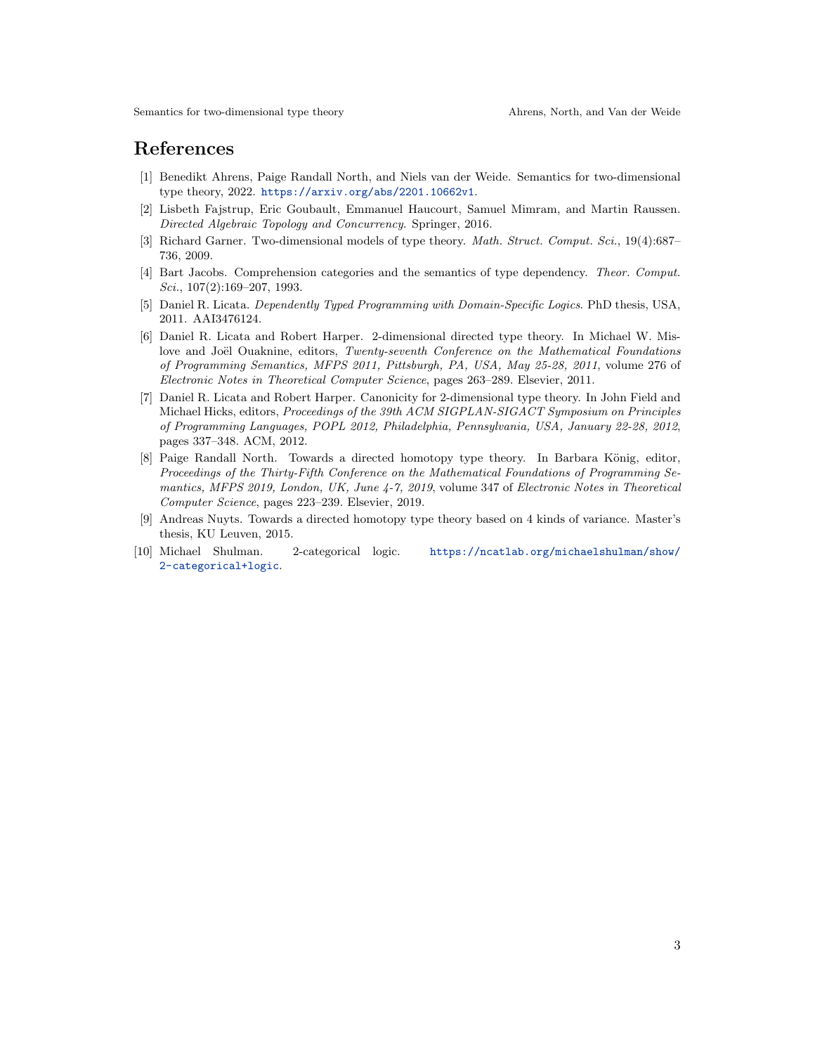# References

[1] Benedikt Ahrens, Paige Randall North, and Niels van der Weide. Semantics for two-dimensional type theory, 2022. https://arxiv.org/abs/2201.10662v1.

[2] Lisbeth Fajstrup, Eric Goubault, Emmanuel Haucourt, Samuel Mimram, and Martin Raussen. *Directed Algebraic Topology and Concurrency*. Springer, 2016.

[3] Richard Garner. Two-dimensional models of type theory. *Math. Struct. Comput. Sci.*, 19(4):687–736, 2009.

[4] Bart Jacobs. Comprehension categories and the semantics of type dependency. *Theor. Comput. Sci.*, 107(2):169–207, 1993.

[5] Daniel R. Licata. *Dependently Typed Programming with Domain-Specific Logics*. PhD thesis, USA, 2011. AAI3476124.

[6] Daniel R. Licata and Robert Harper. 2-dimensional directed type theory. In Michael W. Mislove and Joël Ouaknine, editors, *Twenty-seventh Conference on the Mathematical Foundations of Programming Semantics, MFPS 2011, Pittsburgh, PA, USA, May 25-28, 2011*, volume 276 of *Electronic Notes in Theoretical Computer Science*, pages 263–289. Elsevier, 2011.

[7] Daniel R. Licata and Robert Harper. Canonicity for 2-dimensional type theory. In John Field and Michael Hicks, editors, *Proceedings of the 39th ACM SIGPLAN-SIGACT Symposium on Principles of Programming Languages, POPL 2012, Philadelphia, Pennsylvania, USA, January 22-28, 2012*, pages 337–348. ACM, 2012.

[8] Paige Randall North. Towards a directed homotopy type theory. In Barbara König, editor, *Proceedings of the Thirty-Fifth Conference on the Mathematical Foundations of Programming Semantics, MFPS 2019, London, UK, June 4-7, 2019*, volume 347 of *Electronic Notes in Theoretical Computer Science*, pages 223–239. Elsevier, 2019.

[9] Andreas Nuyts. Towards a directed homotopy type theory based on 4 kinds of variance. Master's thesis, KU Leuven, 2015.

[10] Michael Shulman. 2-categorical logic. https://ncatlab.org/michaelshulman/show/2-categorical+logic.